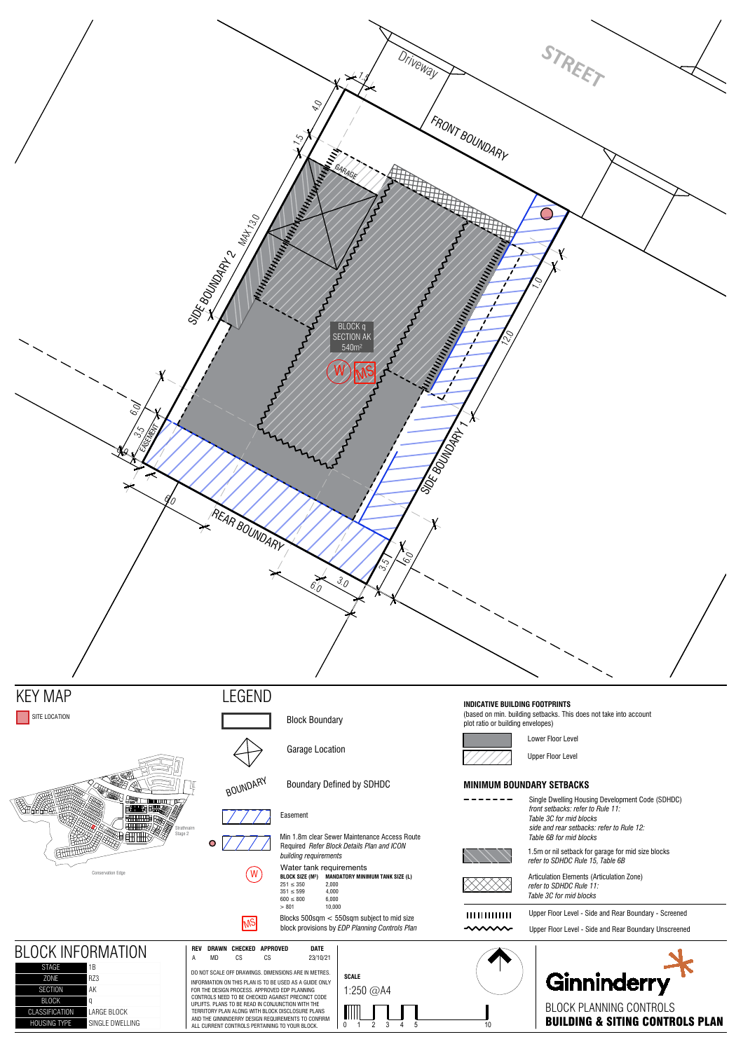Driveway

STREET

FRONT BOUNDARY

SIDE BOUNDARY 2

SIDE BOUNDARY 1

REAR BOUNDARY

GARAGE

MAX 13.0

EASEMENT

BLOCK q
SECTION AK
540m²

W MS

1.5 4.0 1.5 1.0 12.0 6.0 3.5 6.0 3.0 6.0 3.5 16.0

# KEY MAP

SITE LOCATION

Strathnairn Stage 2

Conservation Edge

# LEGEND

- Block Boundary
- Garage Location
- BOUNDARY — Boundary Defined by SDHDC
- Easement
- Min 1.8m clear Sewer Maintenance Access Route Required *Refer Block Details Plan and ICON building requirements*
- W — Water tank requirements

| BLOCK SIZE (M²) | MANDATORY MINIMUM TANK SIZE (L) |
|---|---|
| 251 ≤ 350 | 2,000 |
| 351 ≤ 599 | 4,000 |
| 600 ≤ 800 | 6,000 |
| > 801 | 10,000 |

- MS — Blocks 500sqm < 550sqm subject to mid size block provisions by *EDP Planning Controls Plan*

## INDICATIVE BUILDING FOOTPRINTS

(based on min. building setbacks. This does not take into account plot ratio or building envelopes)

- Lower Floor Level
- Upper Floor Level

## MINIMUM BOUNDARY SETBACKS

- Single Dwelling Housing Development Code (SDHDC) *front setbacks: refer to Rule 11: Table 3C for mid blocks side and rear setbacks: refer to Rule 12: Table 6B for mid blocks*
- 1.5m or nil setback for garage for mid size blocks *refer to SDHDC Rule 15, Table 6B*
- Articulation Elements (Articulation Zone) *refer to SDHDC Rule 11: Table 3C for mid blocks*
- Upper Floor Level - Side and Rear Boundary - Screened
- Upper Floor Level - Side and Rear Boundary Unscreened

# BLOCK INFORMATION

| | |
|---|---|
| STAGE | 1B |
| ZONE | RZ3 |
| SECTION | AK |
| BLOCK | q |
| CLASSIFICATION | LARGE BLOCK |
| HOUSING TYPE | SINGLE DWELLING |

| REV | DRAWN | CHECKED | APPROVED | DATE |
|---|---|---|---|---|
| A | MD | CS | CS | 23/10/21 |

DO NOT SCALE OFF DRAWINGS. DIMENSIONS ARE IN METRES.

INFORMATION ON THIS PLAN IS TO BE USED AS A GUIDE ONLY FOR THE DESIGN PROCESS. APPROVED EDP PLANNING CONTROLS NEED TO BE CHECKED AGAINST PRECINCT CODE UPLIFTS. PLANS TO BE READ IN CONJUNCTION WITH THE TERRITORY PLAN ALONG WITH BLOCK DISCLOSURE PLANS AND THE GINNINDERRY DESIGN REQUIREMENTS TO CONFIRM ALL CURRENT CONTROLS PERTAINING TO YOUR BLOCK.

**SCALE**

1:250 @A4

0 1 2 3 4 5 10

Ginninderry

BLOCK PLANNING CONTROLS

**BUILDING & SITING CONTROLS PLAN**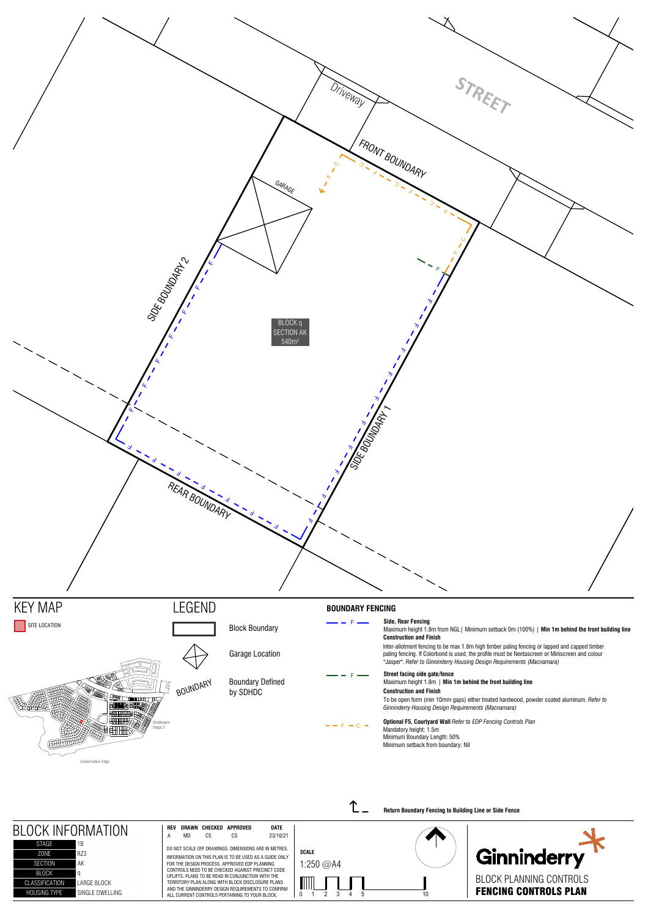STREET

Driveway

FRONT BOUNDARY

GARAGE

SIDE BOUNDARY 2

BLOCK q
SECTION AK
540m²

SIDE BOUNDARY 1

REAR BOUNDARY

# KEY MAP

SITE LOCATION

Strathnairn Stage 2

Conservation Edge

# LEGEND

Block Boundary

Garage Location

BOUNDARY — Boundary Defined by SDHDC

## BOUNDARY FENCING

— F — **Side, Rear Fencing**
Maximum height 1.8m from NGL | Minimum setback 0m (100%) | **Min 1m behind the front building line**
**Construction and Finish**
Inter-allotment fencing to be max 1.8m high timber paling fencing or lapped and capped timber paling fencing. If Colorbond is used, the profile must be Neetascreen or Miniscreen and colour "Jasper". *Refer to Ginninderry Housing Design Requirements (Macnamara)*

— F — **Street facing side gate/fence**
Maximum height 1.8m | **Min 1m behind the front building line**
**Construction and Finish**
To be open form (min 10mm gaps) either treated hardwood, powder coated aluminum. *Refer to Ginninderry Housing Design Requirements (Macnamara)*

— F — C — **Optional F5, Courtyard Wall** *Refer to EDP Fencing Controls Plan*
Mandatory height: 1.5m
Minimum Boundary Length: 50%
Minimum setback from boundary: Nil

**Return Boundary Fencing to Building Line or Side Fence**

# BLOCK INFORMATION

| | |
|---|---|
| STAGE | 1B |
| ZONE | RZ3 |
| SECTION | AK |
| BLOCK | q |
| CLASSIFICATION | LARGE BLOCK |
| HOUSING TYPE | SINGLE DWELLING |

| REV | DRAWN | CHECKED | APPROVED | DATE |
|---|---|---|---|---|
| A | MD | CS | CS | 23/10/21 |

DO NOT SCALE OFF DRAWINGS. DIMENSIONS ARE IN METRES.

INFORMATION ON THIS PLAN IS TO BE USED AS A GUIDE ONLY FOR THE DESIGN PROCESS. APPROVED EDP PLANNING CONTROLS NEED TO BE CHECKED AGAINST PRECINCT CODE UPLIFTS. PLANS TO BE READ IN CONJUNCTION WITH THE TERRITORY PLAN ALONG WITH BLOCK DISCLOSURE PLANS AND THE GINNINDERRY DESIGN REQUIREMENTS TO CONFIRM ALL CURRENT CONTROLS PERTAINING TO YOUR BLOCK.

**SCALE**
1:250 @A4
0 1 2 3 4 5 10

Ginninderry

BLOCK PLANNING CONTROLS
**FENCING CONTROLS PLAN**